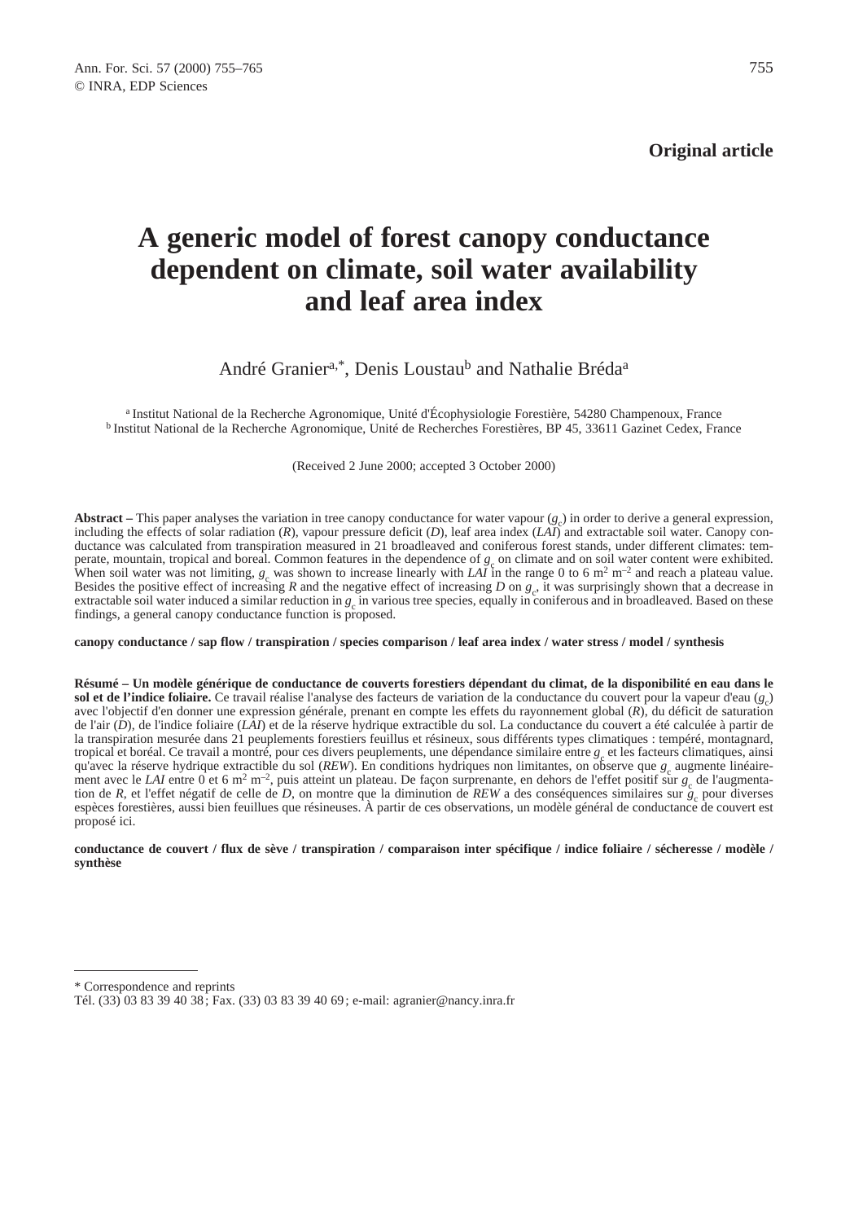Original article

# A generic model of forest canopy conductance dependent on climate, soil water availability and leaf area index

André Granier[a,*], Denis Loustau[b] and Nathalie Bréda[a]

[a] Institut National de la Recherche Agronomique, Unité d'Écophysiologie Forestière, 54280 Champenoux, France
[b] Institut National de la Recherche Agronomique, Unité de Recherches Forestières, BP 45, 33611 Gazinet Cedex, France

(Received 2 June 2000; accepted 3 October 2000)

**Abstract –** This paper analyses the variation in tree canopy conductance for water vapour ($g_c$) in order to derive a general expression, including the effects of solar radiation (*R*), vapour pressure deficit (*D*), leaf area index (*LAI*) and extractable soil water. Canopy conductance was calculated from transpiration measured in 21 broadleaved and coniferous forest stands, under different climates: temperate, mountain, tropical and boreal. Common features in the dependence of $g_c$ on climate and on soil water content were exhibited. When soil water was not limiting, $g_c$ was shown to increase linearly with *LAI* in the range 0 to 6 $m^2$ $m^{-2}$ and reach a plateau value. Besides the positive effect of increasing *R* and the negative effect of increasing *D* on $g_c$, it was surprisingly shown that a decrease in extractable soil water induced a similar reduction in $g_c$ in various tree species, equally in coniferous and in broadleaved. Based on these findings, a general canopy conductance function is proposed.

**canopy conductance / sap flow / transpiration / species comparison / leaf area index / water stress / model / synthesis**

**Résumé – Un modèle générique de conductance de couverts forestiers dépendant du climat, de la disponibilité en eau dans le sol et de l'indice foliaire.** Ce travail réalise l'analyse des facteurs de variation de la conductance du couvert pour la vapeur d'eau ($g_c$) avec l'objectif d'en donner une expression générale, prenant en compte les effets du rayonnement global (*R*), du déficit de saturation de l'air (*D*), de l'indice foliaire (*LAI*) et de la réserve hydrique extractible du sol. La conductance du couvert a été calculée à partir de la transpiration mesurée dans 21 peuplements forestiers feuillus et résineux, sous différents types climatiques : tempéré, montagnard, tropical et boréal. Ce travail a montré, pour ces divers peuplements, une dépendance similaire entre $g_c$ et les facteurs climatiques, ainsi qu'avec la réserve hydrique extractible du sol (*REW*). En conditions hydriques non limitantes, on observe que $g_c$ augmente linéairement avec le *LAI* entre 0 et 6 $m^2$ $m^{-2}$, puis atteint un plateau. De façon surprenante, en dehors de l'effet positif sur $g_c$ de l'augmentation de *R*, et l'effet négatif de celle de *D*, on montre que la diminution de *REW* a des conséquences similaires sur $g_c$ pour diverses espèces forestières, aussi bien feuillues que résineuses. À partir de ces observations, un modèle général de conductance de couvert est proposé ici.

**conductance de couvert / flux de sève / transpiration / comparaison inter spécifique / indice foliaire / sécheresse / modèle / synthèse**

---

\* Correspondence and reprints
Tél. (33) 03 83 39 40 38; Fax. (33) 03 83 39 40 69; e-mail: agranier@nancy.inra.fr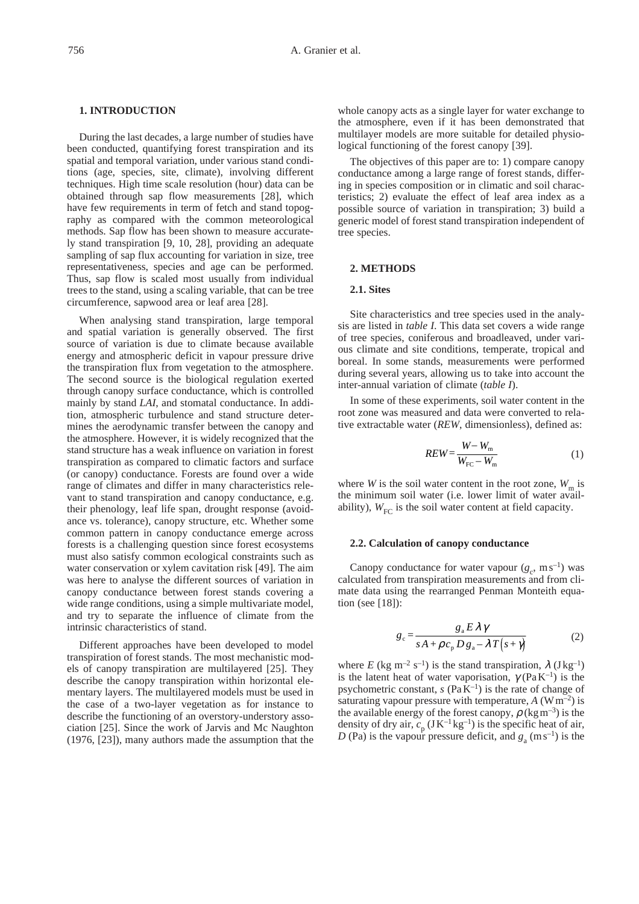## 1. INTRODUCTION

During the last decades, a large number of studies have been conducted, quantifying forest transpiration and its spatial and temporal variation, under various stand conditions (age, species, site, climate), involving different techniques. High time scale resolution (hour) data can be obtained through sap flow measurements [28], which have few requirements in term of fetch and stand topography as compared with the common meteorological methods. Sap flow has been shown to measure accurately stand transpiration [9, 10, 28], providing an adequate sampling of sap flux accounting for variation in size, tree representativeness, species and age can be performed. Thus, sap flow is scaled most usually from individual trees to the stand, using a scaling variable, that can be tree circumference, sapwood area or leaf area [28].

When analysing stand transpiration, large temporal and spatial variation is generally observed. The first source of variation is due to climate because available energy and atmospheric deficit in vapour pressure drive the transpiration flux from vegetation to the atmosphere. The second source is the biological regulation exerted through canopy surface conductance, which is controlled mainly by stand *LAI*, and stomatal conductance. In addition, atmospheric turbulence and stand structure determines the aerodynamic transfer between the canopy and the atmosphere. However, it is widely recognized that the stand structure has a weak influence on variation in forest transpiration as compared to climatic factors and surface (or canopy) conductance. Forests are found over a wide range of climates and differ in many characteristics relevant to stand transpiration and canopy conductance, e.g. their phenology, leaf life span, drought response (avoidance vs. tolerance), canopy structure, etc. Whether some common pattern in canopy conductance emerge across forests is a challenging question since forest ecosystems must also satisfy common ecological constraints such as water conservation or xylem cavitation risk [49]. The aim was here to analyse the different sources of variation in canopy conductance between forest stands covering a wide range conditions, using a simple multivariate model, and try to separate the influence of climate from the intrinsic characteristics of stand.

Different approaches have been developed to model transpiration of forest stands. The most mechanistic models of canopy transpiration are multilayered [25]. They describe the canopy transpiration within horizontal elementary layers. The multilayered models must be used in the case of a two-layer vegetation as for instance to describe the functioning of an overstory-understory association [25]. Since the work of Jarvis and Mc Naughton (1976, [23]), many authors made the assumption that the whole canopy acts as a single layer for water exchange to the atmosphere, even if it has been demonstrated that multilayer models are more suitable for detailed physiological functioning of the forest canopy [39].

The objectives of this paper are to: 1) compare canopy conductance among a large range of forest stands, differing in species composition or in climatic and soil characteristics; 2) evaluate the effect of leaf area index as a possible source of variation in transpiration; 3) build a generic model of forest stand transpiration independent of tree species.

## 2. METHODS

### 2.1. Sites

Site characteristics and tree species used in the analysis are listed in *table I*. This data set covers a wide range of tree species, coniferous and broadleaved, under various climate and site conditions, temperate, tropical and boreal. In some stands, measurements were performed during several years, allowing us to take into account the inter-annual variation of climate (*table I*).

In some of these experiments, soil water content in the root zone was measured and data were converted to relative extractable water (*REW*, dimensionless), defined as:

$$REW = \frac{W - W_m}{W_{FC} - W_m} \tag{1}$$

where $W$ is the soil water content in the root zone, $W_m$ is the minimum soil water (i.e. lower limit of water availability), $W_{FC}$ is the soil water content at field capacity.

### 2.2. Calculation of canopy conductance

Canopy conductance for water vapour ($g_c$, m s$^{-1}$) was calculated from transpiration measurements and from climate data using the rearranged Penman Monteith equation (see [18]):

$$g_c = \frac{g_a E \lambda \gamma}{s A + \rho c_p D g_a - \lambda T (s + \gamma)} \tag{2}$$

where $E$ (kg m$^{-2}$ s$^{-1}$) is the stand transpiration, $\lambda$ (J kg$^{-1}$) is the latent heat of water vaporisation, $\gamma$ (Pa K$^{-1}$) is the psychometric constant, $s$ (Pa K$^{-1}$) is the rate of change of saturating vapour pressure with temperature, $A$ (W m$^{-2}$) is the available energy of the forest canopy, $\rho$ (kg m$^{-3}$) is the density of dry air, $c_p$ (J K$^{-1}$ kg$^{-1}$) is the specific heat of air, $D$ (Pa) is the vapour pressure deficit, and $g_a$ (m s$^{-1}$) is the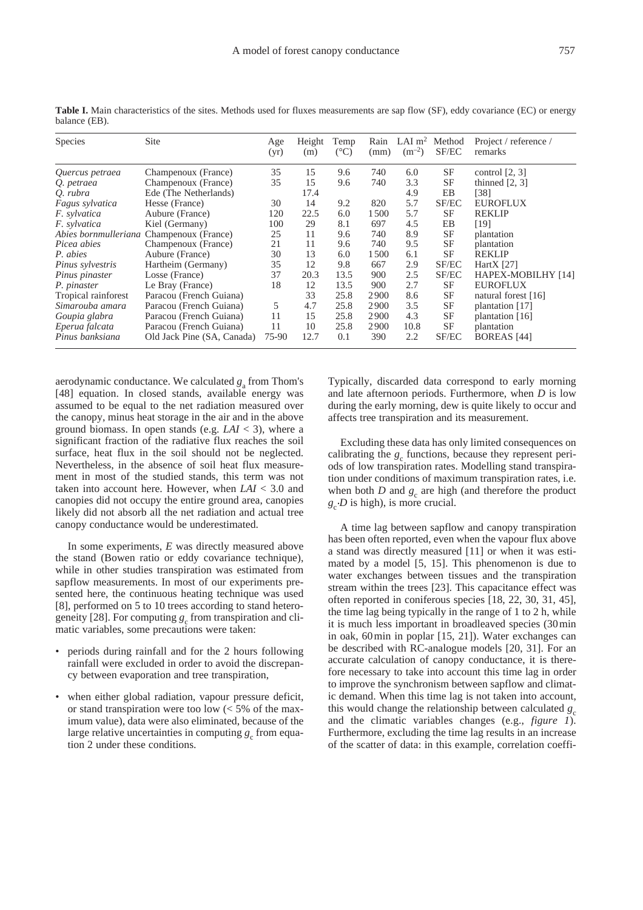**Table I.** Main characteristics of the sites. Methods used for fluxes measurements are sap flow (SF), eddy covariance (EC) or energy balance (EB).

| Species | Site | Age (yr) | Height (m) | Temp (°C) | Rain (mm) | LAI $m^2$ ($m^{-2}$) | Method SF/EC | Project / reference / remarks |
|---|---|---|---|---|---|---|---|---|
| *Quercus petraea* | Champenoux (France) | 35 | 15 | 9.6 | 740 | 6.0 | SF | control [2, 3] |
| *Q. petraea* | Champenoux (France) | 35 | 15 | 9.6 | 740 | 3.3 | SF | thinned [2, 3] |
| *Q. rubra* | Ede (The Netherlands) | | 17.4 | | | 4.9 | EB | [38] |
| *Fagus sylvatica* | Hesse (France) | 30 | 14 | 9.2 | 820 | 5.7 | SF/EC | EUROFLUX |
| *F. sylvatica* | Aubure (France) | 120 | 22.5 | 6.0 | 1500 | 5.7 | SF | REKLIP |
| *F. sylvatica* | Kiel (Germany) | 100 | 29 | 8.1 | 697 | 4.5 | EB | [19] |
| *Abies bornmulleriana* | Champenoux (France) | 25 | 11 | 9.6 | 740 | 8.9 | SF | plantation |
| *Picea abies* | Champenoux (France) | 21 | 11 | 9.6 | 740 | 9.5 | SF | plantation |
| *P. abies* | Aubure (France) | 30 | 13 | 6.0 | 1500 | 6.1 | SF | REKLIP |
| *Pinus sylvestris* | Hartheim (Germany) | 35 | 12 | 9.8 | 667 | 2.9 | SF/EC | HartX [27] |
| *Pinus pinaster* | Losse (France) | 37 | 20.3 | 13.5 | 900 | 2.5 | SF/EC | HAPEX-MOBILHY [14] |
| *P. pinaster* | Le Bray (France) | 18 | 12 | 13.5 | 900 | 2.7 | SF | EUROFLUX |
| Tropical rainforest | Paracou (French Guiana) | | 33 | 25.8 | 2900 | 8.6 | SF | natural forest [16] |
| *Simarouba amara* | Paracou (French Guiana) | 5 | 4.7 | 25.8 | 2900 | 3.5 | SF | plantation [17] |
| *Goupia glabra* | Paracou (French Guiana) | 11 | 15 | 25.8 | 2900 | 4.3 | SF | plantation [16] |
| *Eperua falcata* | Paracou (French Guiana) | 11 | 10 | 25.8 | 2900 | 10.8 | SF | plantation |
| *Pinus banksiana* | Old Jack Pine (SA, Canada) | 75-90 | 12.7 | 0.1 | 390 | 2.2 | SF/EC | BOREAS [44] |

aerodynamic conductance. We calculated $g_a$ from Thom's [48] equation. In closed stands, available energy was assumed to be equal to the net radiation measured over the canopy, minus heat storage in the air and in the above ground biomass. In open stands (e.g. $LAI < 3$), where a significant fraction of the radiative flux reaches the soil surface, heat flux in the soil should not be neglected. Nevertheless, in the absence of soil heat flux measurement in most of the studied stands, this term was not taken into account here. However, when $LAI < 3.0$ and canopies did not occupy the entire ground area, canopies likely did not absorb all the net radiation and actual tree canopy conductance would be underestimated.

In some experiments, $E$ was directly measured above the stand (Bowen ratio or eddy covariance technique), while in other studies transpiration was estimated from sapflow measurements. In most of our experiments presented here, the continuous heating technique was used [8], performed on 5 to 10 trees according to stand heterogeneity [28]. For computing $g_c$ from transpiration and climatic variables, some precautions were taken:

- periods during rainfall and for the 2 hours following rainfall were excluded in order to avoid the discrepancy between evaporation and tree transpiration,
- when either global radiation, vapour pressure deficit, or stand transpiration were too low (< 5% of the maximum value), data were also eliminated, because of the large relative uncertainties in computing $g_c$ from equation 2 under these conditions.

Typically, discarded data correspond to early morning and late afternoon periods. Furthermore, when $D$ is low during the early morning, dew is quite likely to occur and affects tree transpiration and its measurement.

Excluding these data has only limited consequences on calibrating the $g_c$ functions, because they represent periods of low transpiration rates. Modelling stand transpiration under conditions of maximum transpiration rates, i.e. when both $D$ and $g_c$ are high (and therefore the product $g_c \cdot D$ is high), is more crucial.

A time lag between sapflow and canopy transpiration has been often reported, even when the vapour flux above a stand was directly measured [11] or when it was estimated by a model [5, 15]. This phenomenon is due to water exchanges between tissues and the transpiration stream within the trees [23]. This capacitance effect was often reported in coniferous species [18, 22, 30, 31, 45], the time lag being typically in the range of 1 to 2 h, while it is much less important in broadleaved species (30 min in oak, 60 min in poplar [15, 21]). Water exchanges can be described with RC-analogue models [20, 31]. For an accurate calculation of canopy conductance, it is therefore necessary to take into account this time lag in order to improve the synchronism between sapflow and climatic demand. When this time lag is not taken into account, this would change the relationship between calculated $g_c$ and the climatic variables changes (e.g., *figure 1*). Furthermore, excluding the time lag results in an increase of the scatter of data: in this example, correlation coeffi-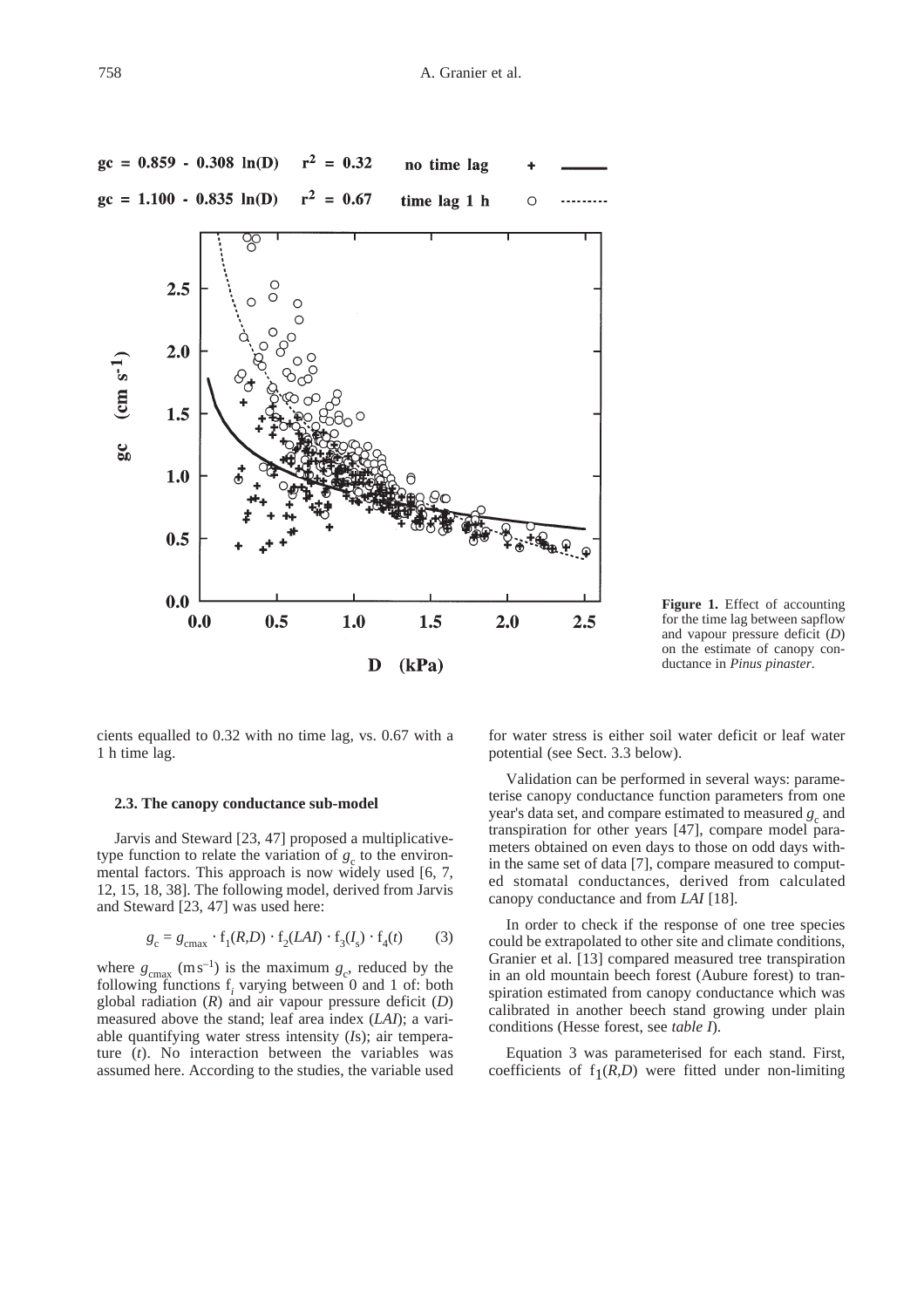**Figure 1.** Effect of accounting for the time lag between sapflow and vapour pressure deficit ($D$) on the estimate of canopy conductance in *Pinus pinaster*.

cients equalled to 0.32 with no time lag, vs. 0.67 with a 1 h time lag.

### 2.3. The canopy conductance sub-model

Jarvis and Steward [23, 47] proposed a multiplicative-type function to relate the variation of $g_c$ to the environmental factors. This approach is now widely used [6, 7, 12, 15, 18, 38]. The following model, derived from Jarvis and Steward [23, 47] was used here:

$$g_c = g_{cmax} \cdot f_1(R,D) \cdot f_2(LAI) \cdot f_3(I_s) \cdot f_4(t) \qquad (3)$$

where $g_{cmax}$ ($m\,s^{-1}$) is the maximum $g_c$, reduced by the following functions $f_i$ varying between 0 and 1 of: both global radiation ($R$) and air vapour pressure deficit ($D$) measured above the stand; leaf area index ($LAI$); a variable quantifying water stress intensity ($I$s); air temperature ($t$). No interaction between the variables was assumed here. According to the studies, the variable used for water stress is either soil water deficit or leaf water potential (see Sect. 3.3 below).

Validation can be performed in several ways: parameterise canopy conductance function parameters from one year's data set, and compare estimated to measured $g_c$ and transpiration for other years [47], compare model parameters obtained on even days to those on odd days within the same set of data [7], compare measured to computed stomatal conductances, derived from calculated canopy conductance and from $LAI$ [18].

In order to check if the response of one tree species could be extrapolated to other site and climate conditions, Granier et al. [13] compared measured tree transpiration in an old mountain beech forest (Aubure forest) to transpiration estimated from canopy conductance which was calibrated in another beech stand growing under plain conditions (Hesse forest, see *table I*).

Equation 3 was parameterised for each stand. First, coefficients of $f_1(R,D)$ were fitted under non-limiting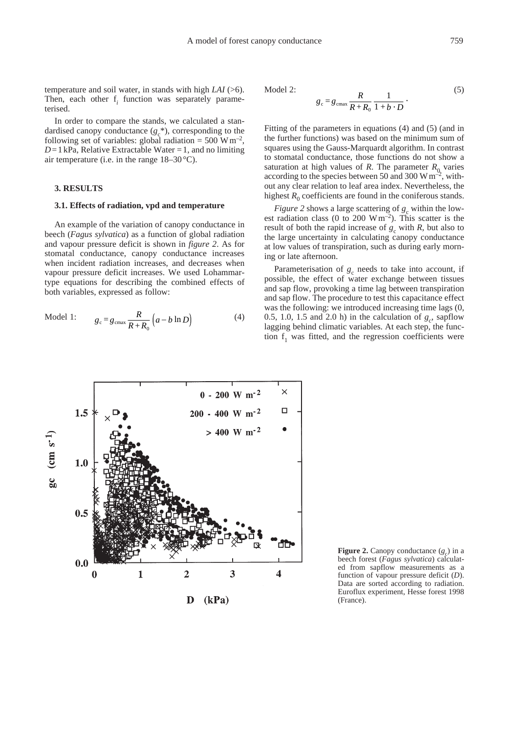temperature and soil water, in stands with high *LAI* (>6). Then, each other $f_i$ function was separately parameterised.

In order to compare the stands, we calculated a standardised canopy conductance ($g_c$*), corresponding to the following set of variables: global radiation = 500 W m$^{-2}$, $D$ = 1 kPa, Relative Extractable Water = 1, and no limiting air temperature (i.e. in the range 18–30 °C).

### 3. RESULTS

### 3.1. Effects of radiation, vpd and temperature

An example of the variation of canopy conductance in beech (*Fagus sylvatica*) as a function of global radiation and vapour pressure deficit is shown in *figure 2*. As for stomatal conductance, canopy conductance increases when incident radiation increases, and decreases when vapour pressure deficit increases. We used Lohammar-type equations for describing the combined effects of both variables, expressed as follow:

Model 1:
$$g_c = g_{cmax} \frac{R}{R + R_0} \left( a - b \ln D \right) \quad (4)$$

Model 2:
$$g_c = g_{cmax} \frac{R}{R + R_0} \frac{1}{1 + b \cdot D} . \quad (5)$$

Fitting of the parameters in equations (4) and (5) (and in the further functions) was based on the minimum sum of squares using the Gauss-Marquardt algorithm. In contrast to stomatal conductance, those functions do not show a saturation at high values of *R*. The parameter $R_0$ varies according to the species between 50 and 300 W m$^{-2}$, without any clear relation to leaf area index. Nevertheless, the highest $R_0$ coefficients are found in the coniferous stands.

*Figure 2* shows a large scattering of $g_c$ within the lowest radiation class (0 to 200 W m$^{-2}$). This scatter is the result of both the rapid increase of $g_c$ with *R*, but also to the large uncertainty in calculating canopy conductance at low values of transpiration, such as during early morning or late afternoon.

Parameterisation of $g_c$ needs to take into account, if possible, the effect of water exchange between tissues and sap flow, provoking a time lag between transpiration and sap flow. The procedure to test this capacitance effect was the following: we introduced increasing time lags (0, 0.5, 1.0, 1.5 and 2.0 h) in the calculation of $g_c$, sapflow lagging behind climatic variables. At each step, the function $f_1$ was fitted, and the regression coefficients were

**Figure 2.** Canopy conductance ($g_c$) in a beech forest (*Fagus sylvatica*) calculated from sapflow measurements as a function of vapour pressure deficit (*D*). Data are sorted according to radiation. Euroflux experiment, Hesse forest 1998 (France).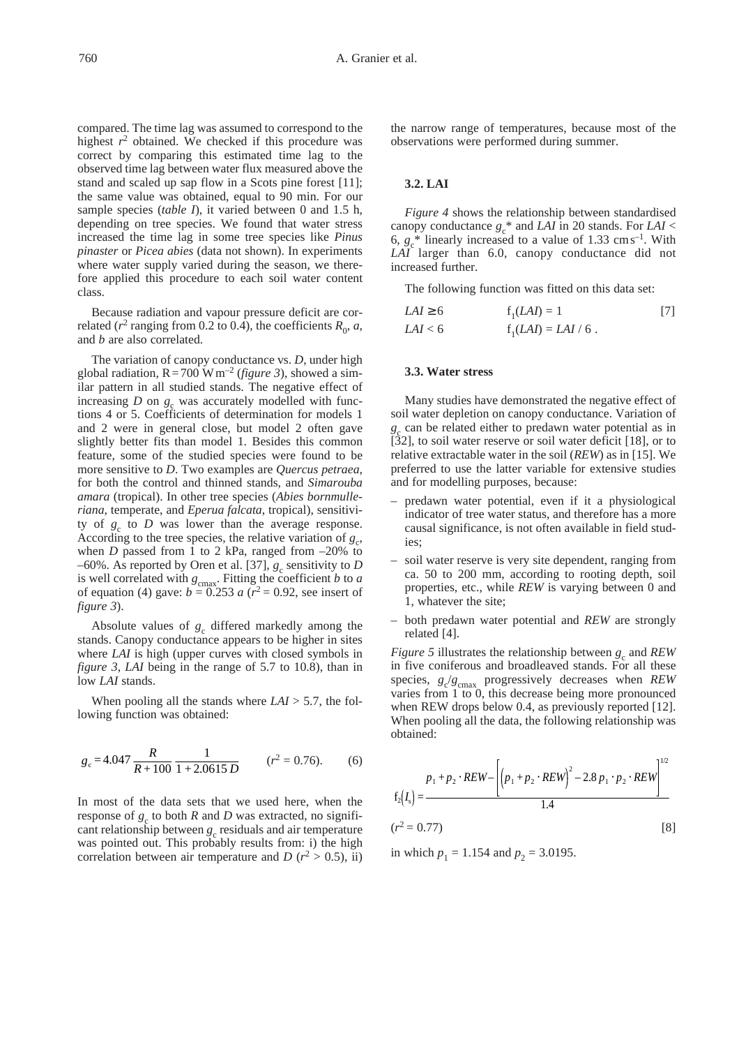compared. The time lag was assumed to correspond to the highest $r^2$ obtained. We checked if this procedure was correct by comparing this estimated time lag to the observed time lag between water flux measured above the stand and scaled up sap flow in a Scots pine forest [11]; the same value was obtained, equal to 90 min. For our sample species (*table I*), it varied between 0 and 1.5 h, depending on tree species. We found that water stress increased the time lag in some tree species like *Pinus pinaster* or *Picea abies* (data not shown). In experiments where water supply varied during the season, we therefore applied this procedure to each soil water content class.

Because radiation and vapour pressure deficit are correlated ($r^2$ ranging from 0.2 to 0.4), the coefficients $R_0$, $a$, and $b$ are also correlated.

The variation of canopy conductance vs. $D$, under high global radiation, $R = 700\ \mathrm{W\,m^{-2}}$ (*figure 3*), showed a similar pattern in all studied stands. The negative effect of increasing $D$ on $g_c$ was accurately modelled with functions 4 or 5. Coefficients of determination for models 1 and 2 were in general close, but model 2 often gave slightly better fits than model 1. Besides this common feature, some of the studied species were found to be more sensitive to $D$. Two examples are *Quercus petraea*, for both the control and thinned stands, and *Simarouba amara* (tropical). In other tree species (*Abies bornmulleriana*, temperate, and *Eperua falcata*, tropical), sensitivity of $g_c$ to $D$ was lower than the average response. According to the tree species, the relative variation of $g_c$, when $D$ passed from 1 to 2 kPa, ranged from –20% to –60%. As reported by Oren et al. [37], $g_c$ sensitivity to $D$ is well correlated with $g_{cmax}$. Fitting the coefficient $b$ to $a$ of equation (4) gave: $b = 0.253\ a$ ($r^2 = 0.92$, see insert of *figure 3*).

Absolute values of $g_c$ differed markedly among the stands. Canopy conductance appears to be higher in sites where *LAI* is high (upper curves with closed symbols in *figure 3*, *LAI* being in the range of 5.7 to 10.8), than in low *LAI* stands.

When pooling all the stands where $LAI > 5.7$, the following function was obtained:

$$g_c = 4.047 \frac{R}{R + 100} \frac{1}{1 + 2.0615\,D} \qquad (r^2 = 0.76). \qquad (6)$$

In most of the data sets that we used here, when the response of $g_c$ to both $R$ and $D$ was extracted, no significant relationship between $g_c$ residuals and air temperature was pointed out. This probably results from: i) the high correlation between air temperature and $D$ ($r^2 > 0.5$), ii) the narrow range of temperatures, because most of the observations were performed during summer.

### 3.2. LAI

*Figure 4* shows the relationship between standardised canopy conductance $g_c$* and *LAI* in 20 stands. For $LAI < 6$, $g_c$* linearly increased to a value of $1.33\ \mathrm{cm\,s^{-1}}$. With *LAI* larger than 6.0, canopy conductance did not increased further.

The following function was fitted on this data set:

$$LAI \geq 6 \qquad f_1(LAI) = 1 \qquad [7]$$

$$LAI < 6 \qquad f_1(LAI) = LAI / 6\,.$$

### 3.3. Water stress

Many studies have demonstrated the negative effect of soil water depletion on canopy conductance. Variation of $g_c$ can be related either to predawn water potential as in [32], to soil water reserve or soil water deficit [18], or to relative extractable water in the soil (*REW*) as in [15]. We preferred to use the latter variable for extensive studies and for modelling purposes, because:

- predawn water potential, even if it a physiological indicator of tree water status, and therefore has a more causal significance, is not often available in field studies;
- soil water reserve is very site dependent, ranging from ca. 50 to 200 mm, according to rooting depth, soil properties, etc., while *REW* is varying between 0 and 1, whatever the site;
- both predawn water potential and *REW* are strongly related [4].

*Figure 5* illustrates the relationship between $g_c$ and *REW* in five coniferous and broadleaved stands. For all these species, $g_c/g_{cmax}$ progressively decreases when *REW* varies from 1 to 0, this decrease being more pronounced when REW drops below 0.4, as previously reported [12]. When pooling all the data, the following relationship was obtained:

$$f_2(I_s) = \frac{p_1 + p_2 \cdot REW - \left[\left(p_1 + p_2 \cdot REW\right)^2 - 2.8\,p_1 \cdot p_2 \cdot REW\right]^{1/2}}{1.4}$$

$(r^2 = 0.77)$ [8]

in which $p_1 = 1.154$ and $p_2 = 3.0195$.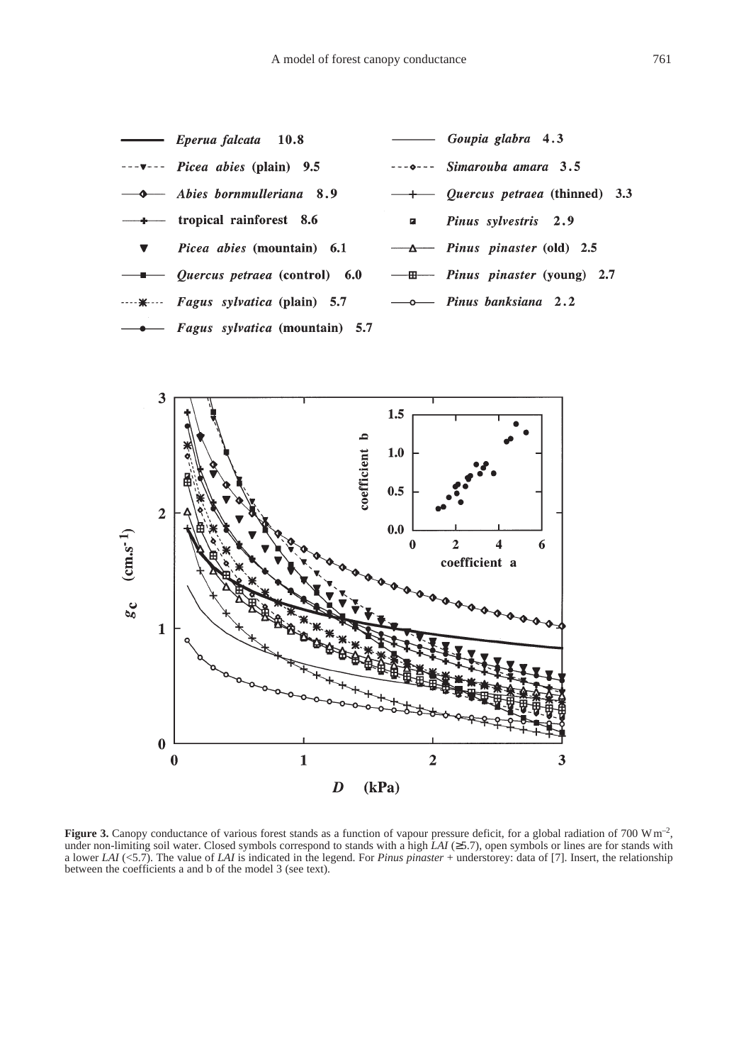**Figure 3.** Canopy conductance of various forest stands as a function of vapour pressure deficit, for a global radiation of 700 W m$^{-2}$, under non-limiting soil water. Closed symbols correspond to stands with a high *LAI* (≥5.7), open symbols or lines are for stands with a lower *LAI* (<5.7). The value of *LAI* is indicated in the legend. For *Pinus pinaster* + understorey: data of [7]. Insert, the relationship between the coefficients a and b of the model 3 (see text).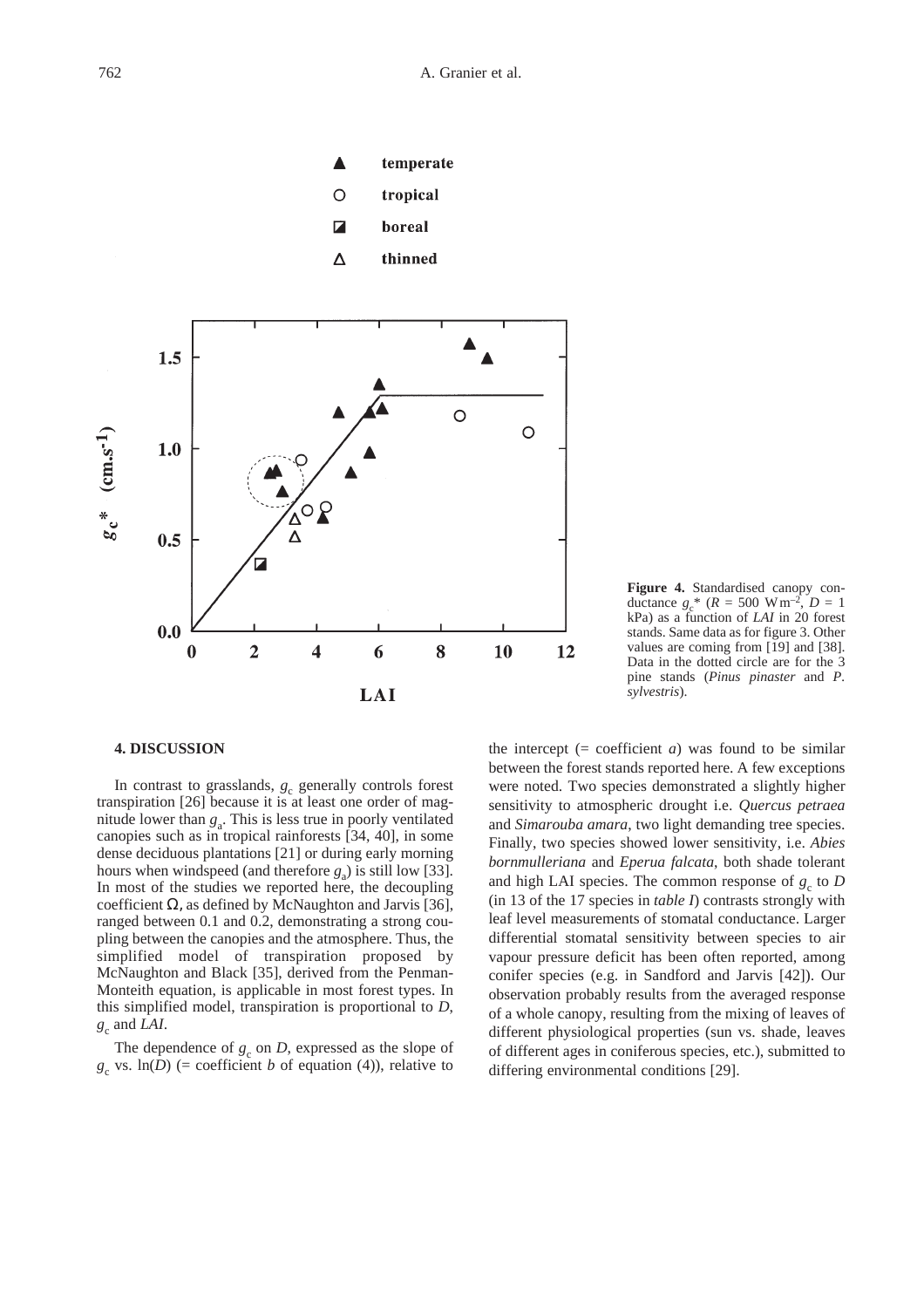**Figure 4.** Standardised canopy conductance $g_c$* ($R$ = 500 W m$^{-2}$, $D$ = 1 kPa) as a function of $LAI$ in 20 forest stands. Same data as for figure 3. Other values are coming from [19] and [38]. Data in the dotted circle are for the 3 pine stands (*Pinus pinaster* and *P. sylvestris*).

## 4. DISCUSSION

In contrast to grasslands, $g_c$ generally controls forest transpiration [26] because it is at least one order of magnitude lower than $g_a$. This is less true in poorly ventilated canopies such as in tropical rainforests [34, 40], in some dense deciduous plantations [21] or during early morning hours when windspeed (and therefore $g_a$) is still low [33]. In most of the studies we reported here, the decoupling coefficient $\Omega$, as defined by McNaughton and Jarvis [36], ranged between 0.1 and 0.2, demonstrating a strong coupling between the canopies and the atmosphere. Thus, the simplified model of transpiration proposed by McNaughton and Black [35], derived from the Penman-Monteith equation, is applicable in most forest types. In this simplified model, transpiration is proportional to $D$, $g_c$ and $LAI$.

The dependence of $g_c$ on $D$, expressed as the slope of $g_c$ vs. $\ln(D)$ (= coefficient $b$ of equation (4)), relative to the intercept (= coefficient $a$) was found to be similar between the forest stands reported here. A few exceptions were noted. Two species demonstrated a slightly higher sensitivity to atmospheric drought i.e. *Quercus petraea* and *Simarouba amara*, two light demanding tree species. Finally, two species showed lower sensitivity, i.e. *Abies bornmulleriana* and *Eperua falcata*, both shade tolerant and high LAI species. The common response of $g_c$ to $D$ (in 13 of the 17 species in *table I*) contrasts strongly with leaf level measurements of stomatal conductance. Larger differential stomatal sensitivity between species to air vapour pressure deficit has been often reported, among conifer species (e.g. in Sandford and Jarvis [42]). Our observation probably results from the averaged response of a whole canopy, resulting from the mixing of leaves of different physiological properties (sun vs. shade, leaves of different ages in coniferous species, etc.), submitted to differing environmental conditions [29].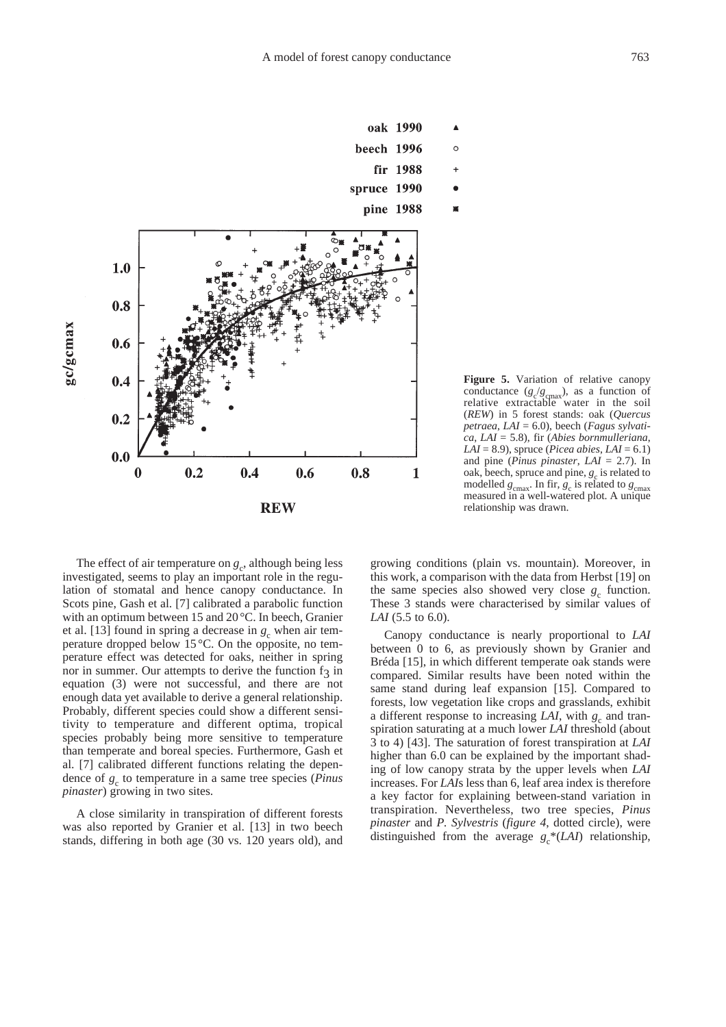**Figure 5.** Variation of relative canopy conductance ($g_c/g_{cmax}$), as a function of relative extractable water in the soil (*REW*) in 5 forest stands: oak (*Quercus petraea*, $LAI = 6.0$), beech (*Fagus sylvatica*, $LAI = 5.8$), fir (*Abies bornmulleriana*, $LAI = 8.9$), spruce (*Picea abies*, $LAI = 6.1$) and pine (*Pinus pinaster*, $LAI = 2.7$). In oak, beech, spruce and pine, $g_c$ is related to modelled $g_{cmax}$. In fir, $g_c$ is related to $g_{cmax}$ measured in a well-watered plot. A unique relationship was drawn.

The effect of air temperature on $g_c$, although being less investigated, seems to play an important role in the regulation of stomatal and hence canopy conductance. In Scots pine, Gash et al. [7] calibrated a parabolic function with an optimum between 15 and 20 °C. In beech, Granier et al. [13] found in spring a decrease in $g_c$ when air temperature dropped below 15 °C. On the opposite, no temperature effect was detected for oaks, neither in spring nor in summer. Our attempts to derive the function $f_3$ in equation (3) were not successful, and there are not enough data yet available to derive a general relationship. Probably, different species could show a different sensitivity to temperature and different optima, tropical species probably being more sensitive to temperature than temperate and boreal species. Furthermore, Gash et al. [7] calibrated different functions relating the dependence of $g_c$ to temperature in a same tree species (*Pinus pinaster*) growing in two sites.

A close similarity in transpiration of different forests was also reported by Granier et al. [13] in two beech stands, differing in both age (30 vs. 120 years old), and growing conditions (plain vs. mountain). Moreover, in this work, a comparison with the data from Herbst [19] on the same species also showed very close $g_c$ function. These 3 stands were characterised by similar values of *LAI* (5.5 to 6.0).

Canopy conductance is nearly proportional to *LAI* between 0 to 6, as previously shown by Granier and Bréda [15], in which different temperate oak stands were compared. Similar results have been noted within the same stand during leaf expansion [15]. Compared to forests, low vegetation like crops and grasslands, exhibit a different response to increasing *LAI*, with $g_c$ and transpiration saturating at a much lower *LAI* threshold (about 3 to 4) [43]. The saturation of forest transpiration at *LAI* higher than 6.0 can be explained by the important shading of low canopy strata by the upper levels when *LAI* increases. For *LAI*s less than 6, leaf area index is therefore a key factor for explaining between-stand variation in transpiration. Nevertheless, two tree species, *Pinus pinaster* and *P. Sylvestris* (*figure 4*, dotted circle), were distinguished from the average $g_c^*(LAI)$ relationship,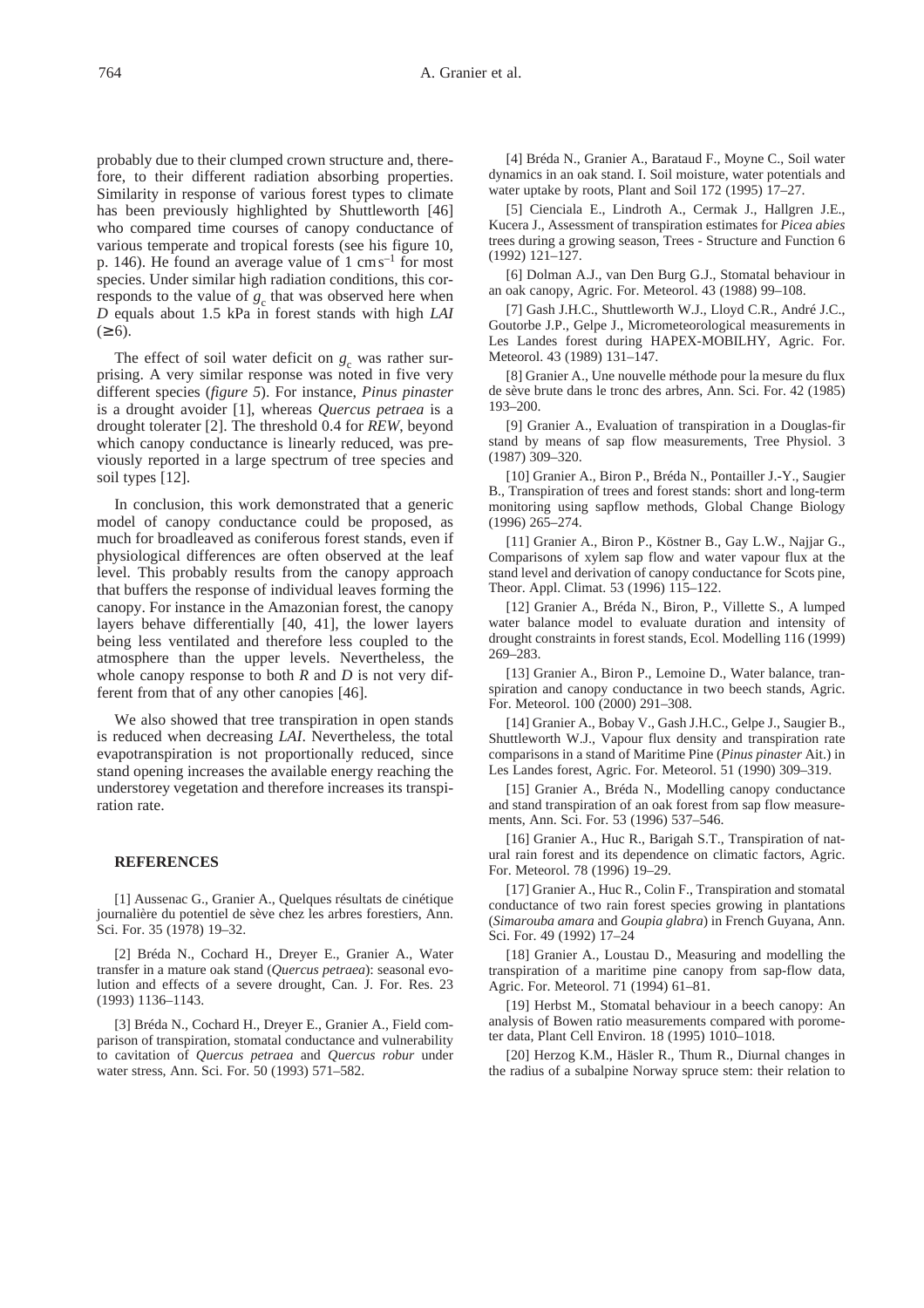probably due to their clumped crown structure and, therefore, to their different radiation absorbing properties. Similarity in response of various forest types to climate has been previously highlighted by Shuttleworth [46] who compared time courses of canopy conductance of various temperate and tropical forests (see his figure 10, p. 146). He found an average value of 1 $cm\,s^{-1}$ for most species. Under similar high radiation conditions, this corresponds to the value of $g_c$ that was observed here when $D$ equals about 1.5 kPa in forest stands with high *LAI* ($\geq 6$).

The effect of soil water deficit on $g_c$ was rather surprising. A very similar response was noted in five very different species (*figure 5*). For instance, *Pinus pinaster* is a drought avoider [1], whereas *Quercus petraea* is a drought tolerater [2]. The threshold 0.4 for *REW*, beyond which canopy conductance is linearly reduced, was previously reported in a large spectrum of tree species and soil types [12].

In conclusion, this work demonstrated that a generic model of canopy conductance could be proposed, as much for broadleaved as coniferous forest stands, even if physiological differences are often observed at the leaf level. This probably results from the canopy approach that buffers the response of individual leaves forming the canopy. For instance in the Amazonian forest, the canopy layers behave differentially [40, 41], the lower layers being less ventilated and therefore less coupled to the atmosphere than the upper levels. Nevertheless, the whole canopy response to both $R$ and $D$ is not very different from that of any other canopies [46].

We also showed that tree transpiration in open stands is reduced when decreasing *LAI*. Nevertheless, the total evapotranspiration is not proportionally reduced, since stand opening increases the available energy reaching the understorey vegetation and therefore increases its transpiration rate.

## REFERENCES

[1] Aussenac G., Granier A., Quelques résultats de cinétique journalière du potentiel de sève chez les arbres forestiers, Ann. Sci. For. 35 (1978) 19–32.

[2] Bréda N., Cochard H., Dreyer E., Granier A., Water transfer in a mature oak stand (*Quercus petraea*): seasonal evolution and effects of a severe drought, Can. J. For. Res. 23 (1993) 1136–1143.

[3] Bréda N., Cochard H., Dreyer E., Granier A., Field comparison of transpiration, stomatal conductance and vulnerability to cavitation of *Quercus petraea* and *Quercus robur* under water stress, Ann. Sci. For. 50 (1993) 571–582.

[4] Bréda N., Granier A., Barataud F., Moyne C., Soil water dynamics in an oak stand. I. Soil moisture, water potentials and water uptake by roots, Plant and Soil 172 (1995) 17–27.

[5] Cienciala E., Lindroth A., Cermak J., Hallgren J.E., Kucera J., Assessment of transpiration estimates for *Picea abies* trees during a growing season, Trees - Structure and Function 6 (1992) 121–127.

[6] Dolman A.J., van Den Burg G.J., Stomatal behaviour in an oak canopy, Agric. For. Meteorol. 43 (1988) 99–108.

[7] Gash J.H.C., Shuttleworth W.J., Lloyd C.R., André J.C., Goutorbe J.P., Gelpe J., Micrometeorological measurements in Les Landes forest during HAPEX-MOBILHY, Agric. For. Meteorol. 43 (1989) 131–147.

[8] Granier A., Une nouvelle méthode pour la mesure du flux de sève brute dans le tronc des arbres, Ann. Sci. For. 42 (1985) 193–200.

[9] Granier A., Evaluation of transpiration in a Douglas-fir stand by means of sap flow measurements, Tree Physiol. 3 (1987) 309–320.

[10] Granier A., Biron P., Bréda N., Pontailler J.-Y., Saugier B., Transpiration of trees and forest stands: short and long-term monitoring using sapflow methods, Global Change Biology (1996) 265–274.

[11] Granier A., Biron P., Köstner B., Gay L.W., Najjar G., Comparisons of xylem sap flow and water vapour flux at the stand level and derivation of canopy conductance for Scots pine, Theor. Appl. Climat. 53 (1996) 115–122.

[12] Granier A., Bréda N., Biron, P., Villette S., A lumped water balance model to evaluate duration and intensity of drought constraints in forest stands, Ecol. Modelling 116 (1999) 269–283.

[13] Granier A., Biron P., Lemoine D., Water balance, transpiration and canopy conductance in two beech stands, Agric. For. Meteorol. 100 (2000) 291–308.

[14] Granier A., Bobay V., Gash J.H.C., Gelpe J., Saugier B., Shuttleworth W.J., Vapour flux density and transpiration rate comparisons in a stand of Maritime Pine (*Pinus pinaster* Ait.) in Les Landes forest, Agric. For. Meteorol. 51 (1990) 309–319.

[15] Granier A., Bréda N., Modelling canopy conductance and stand transpiration of an oak forest from sap flow measurements, Ann. Sci. For. 53 (1996) 537–546.

[16] Granier A., Huc R., Barigah S.T., Transpiration of natural rain forest and its dependence on climatic factors, Agric. For. Meteorol. 78 (1996) 19–29.

[17] Granier A., Huc R., Colin F., Transpiration and stomatal conductance of two rain forest species growing in plantations (*Simarouba amara* and *Goupia glabra*) in French Guyana, Ann. Sci. For. 49 (1992) 17–24

[18] Granier A., Loustau D., Measuring and modelling the transpiration of a maritime pine canopy from sap-flow data, Agric. For. Meteorol. 71 (1994) 61–81.

[19] Herbst M., Stomatal behaviour in a beech canopy: An analysis of Bowen ratio measurements compared with porometer data, Plant Cell Environ. 18 (1995) 1010–1018.

[20] Herzog K.M., Häsler R., Thum R., Diurnal changes in the radius of a subalpine Norway spruce stem: their relation to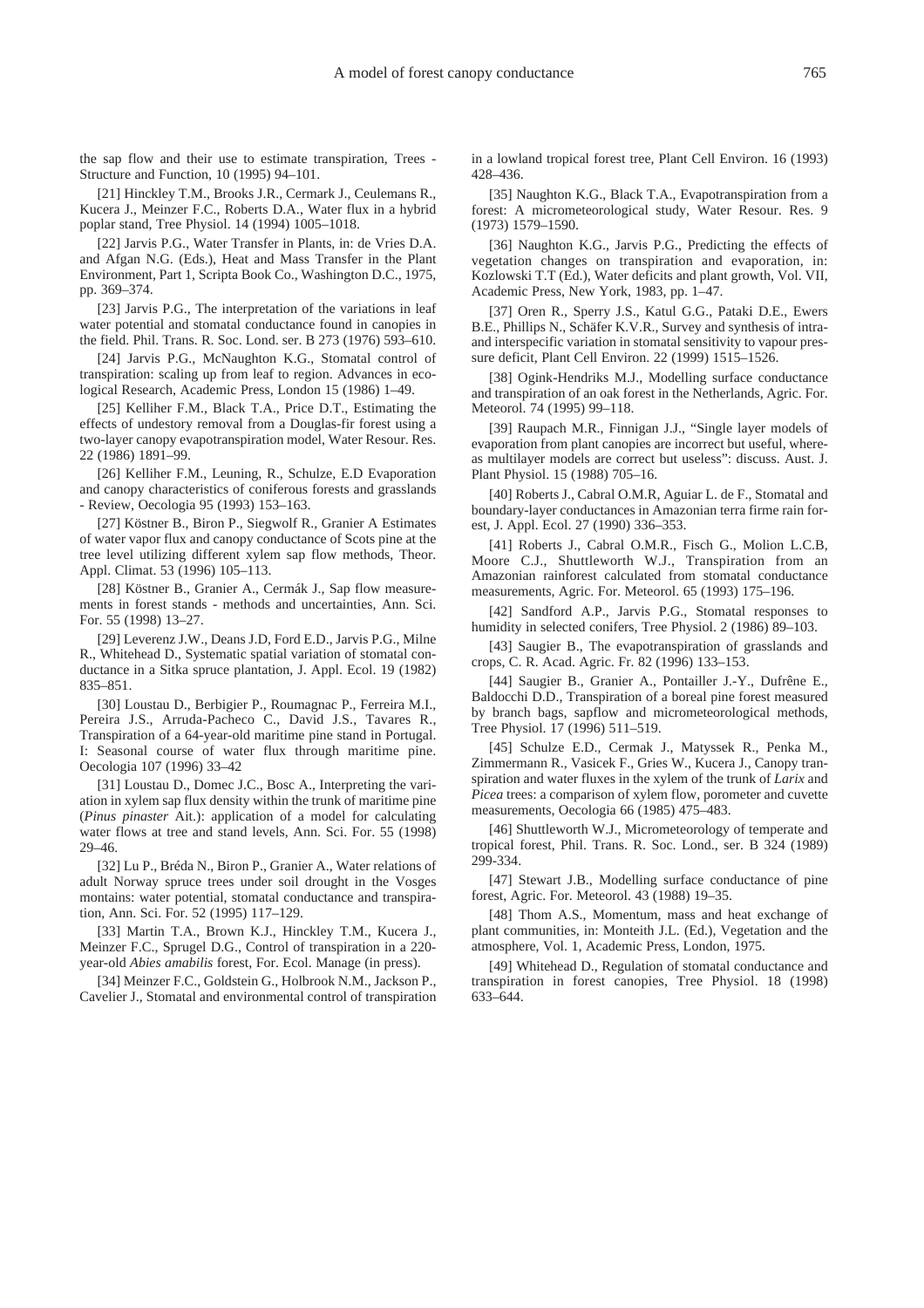the sap flow and their use to estimate transpiration, Trees - Structure and Function, 10 (1995) 94–101.

[21] Hinckley T.M., Brooks J.R., Cermark J., Ceulemans R., Kucera J., Meinzer F.C., Roberts D.A., Water flux in a hybrid poplar stand, Tree Physiol. 14 (1994) 1005–1018.

[22] Jarvis P.G., Water Transfer in Plants, in: de Vries D.A. and Afgan N.G. (Eds.), Heat and Mass Transfer in the Plant Environment, Part 1, Scripta Book Co., Washington D.C., 1975, pp. 369–374.

[23] Jarvis P.G., The interpretation of the variations in leaf water potential and stomatal conductance found in canopies in the field. Phil. Trans. R. Soc. Lond. ser. B 273 (1976) 593–610.

[24] Jarvis P.G., McNaughton K.G., Stomatal control of transpiration: scaling up from leaf to region. Advances in ecological Research, Academic Press, London 15 (1986) 1–49.

[25] Kelliher F.M., Black T.A., Price D.T., Estimating the effects of undestory removal from a Douglas-fir forest using a two-layer canopy evapotranspiration model, Water Resour. Res. 22 (1986) 1891–99.

[26] Kelliher F.M., Leuning, R., Schulze, E.D Evaporation and canopy characteristics of coniferous forests and grasslands - Review, Oecologia 95 (1993) 153–163.

[27] Köstner B., Biron P., Siegwolf R., Granier A Estimates of water vapor flux and canopy conductance of Scots pine at the tree level utilizing different xylem sap flow methods, Theor. Appl. Climat. 53 (1996) 105–113.

[28] Köstner B., Granier A., Cermák J., Sap flow measurements in forest stands - methods and uncertainties, Ann. Sci. For. 55 (1998) 13–27.

[29] Leverenz J.W., Deans J.D, Ford E.D., Jarvis P.G., Milne R., Whitehead D., Systematic spatial variation of stomatal conductance in a Sitka spruce plantation, J. Appl. Ecol. 19 (1982) 835–851.

[30] Loustau D., Berbigier P., Roumagnac P., Ferreira M.I., Pereira J.S., Arruda-Pacheco C., David J.S., Tavares R., Transpiration of a 64-year-old maritime pine stand in Portugal. I: Seasonal course of water flux through maritime pine. Oecologia 107 (1996) 33–42

[31] Loustau D., Domec J.C., Bosc A., Interpreting the variation in xylem sap flux density within the trunk of maritime pine (*Pinus pinaster* Ait.): application of a model for calculating water flows at tree and stand levels, Ann. Sci. For. 55 (1998) 29–46.

[32] Lu P., Bréda N., Biron P., Granier A., Water relations of adult Norway spruce trees under soil drought in the Vosges montains: water potential, stomatal conductance and transpiration, Ann. Sci. For. 52 (1995) 117–129.

[33] Martin T.A., Brown K.J., Hinckley T.M., Kucera J., Meinzer F.C., Sprugel D.G., Control of transpiration in a 220-year-old *Abies amabilis* forest, For. Ecol. Manage (in press).

[34] Meinzer F.C., Goldstein G., Holbrook N.M., Jackson P., Cavelier J., Stomatal and environmental control of transpiration in a lowland tropical forest tree, Plant Cell Environ. 16 (1993) 428–436.

[35] Naughton K.G., Black T.A., Evapotranspiration from a forest: A micrometeorological study, Water Resour. Res. 9 (1973) 1579–1590.

[36] Naughton K.G., Jarvis P.G., Predicting the effects of vegetation changes on transpiration and evaporation, in: Kozlowski T.T (Ed.), Water deficits and plant growth, Vol. VII, Academic Press, New York, 1983, pp. 1–47.

[37] Oren R., Sperry J.S., Katul G.G., Pataki D.E., Ewers B.E., Phillips N., Schäfer K.V.R., Survey and synthesis of intra- and interspecific variation in stomatal sensitivity to vapour pressure deficit, Plant Cell Environ. 22 (1999) 1515–1526.

[38] Ogink-Hendriks M.J., Modelling surface conductance and transpiration of an oak forest in the Netherlands, Agric. For. Meteorol. 74 (1995) 99–118.

[39] Raupach M.R., Finnigan J.J., "Single layer models of evaporation from plant canopies are incorrect but useful, whereas multilayer models are correct but useless": discuss. Aust. J. Plant Physiol. 15 (1988) 705–16.

[40] Roberts J., Cabral O.M.R, Aguiar L. de F., Stomatal and boundary-layer conductances in Amazonian terra firme rain forest, J. Appl. Ecol. 27 (1990) 336–353.

[41] Roberts J., Cabral O.M.R., Fisch G., Molion L.C.B, Moore C.J., Shuttleworth W.J., Transpiration from an Amazonian rainforest calculated from stomatal conductance measurements, Agric. For. Meteorol. 65 (1993) 175–196.

[42] Sandford A.P., Jarvis P.G., Stomatal responses to humidity in selected conifers, Tree Physiol. 2 (1986) 89–103.

[43] Saugier B., The evapotranspiration of grasslands and crops, C. R. Acad. Agric. Fr. 82 (1996) 133–153.

[44] Saugier B., Granier A., Pontailler J.-Y., Dufrêne E., Baldocchi D.D., Transpiration of a boreal pine forest measured by branch bags, sapflow and micrometeorological methods, Tree Physiol. 17 (1996) 511–519.

[45] Schulze E.D., Cermak J., Matyssek R., Penka M., Zimmermann R., Vasicek F., Gries W., Kucera J., Canopy transpiration and water fluxes in the xylem of the trunk of *Larix* and *Picea* trees: a comparison of xylem flow, porometer and cuvette measurements, Oecologia 66 (1985) 475–483.

[46] Shuttleworth W.J., Micrometeorology of temperate and tropical forest, Phil. Trans. R. Soc. Lond., ser. B 324 (1989) 299-334.

[47] Stewart J.B., Modelling surface conductance of pine forest, Agric. For. Meteorol. 43 (1988) 19–35.

[48] Thom A.S., Momentum, mass and heat exchange of plant communities, in: Monteith J.L. (Ed.), Vegetation and the atmosphere, Vol. 1, Academic Press, London, 1975.

[49] Whitehead D., Regulation of stomatal conductance and transpiration in forest canopies, Tree Physiol. 18 (1998) 633–644.